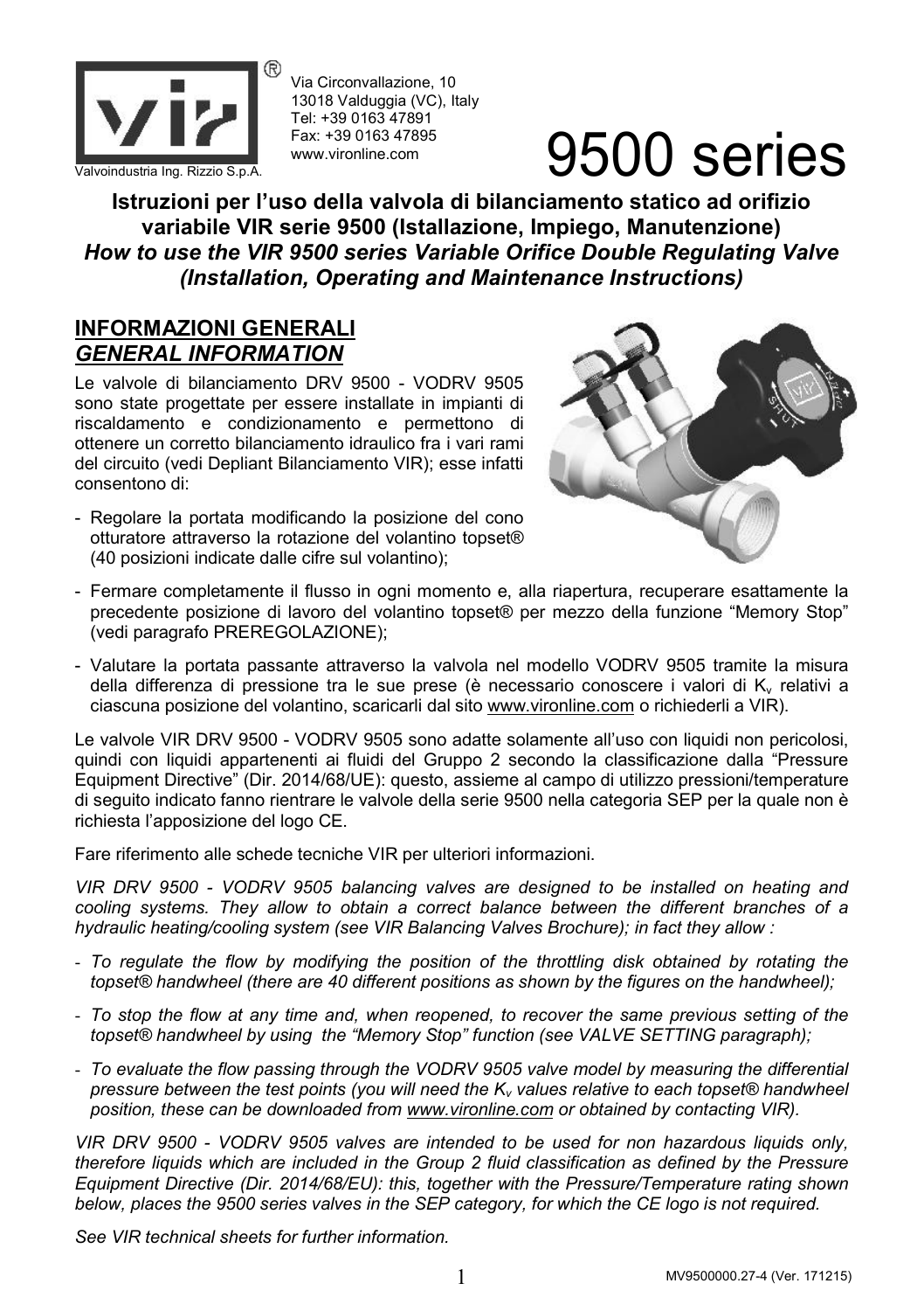Via Circonvallazione, 10
13018 Valduggia (VC), Italy
Tel: +39 0163 47891
Fax: +39 0163 47895
www.vironline.com

Valvoindustria Ing. Rizzio S.p.A.

# 9500 series

**Istruzioni per l'uso della valvola di bilanciamento statico ad orifizio variabile VIR serie 9500 (Istallazione, Impiego, Manutenzione)**
***How to use the VIR 9500 series Variable Orifice Double Regulating Valve (Installation, Operating and Maintenance Instructions)***

## INFORMAZIONI GENERALI
## *GENERAL INFORMATION*

Le valvole di bilanciamento DRV 9500 - VODRV 9505 sono state progettate per essere installate in impianti di riscaldamento e condizionamento e permettono di ottenere un corretto bilanciamento idraulico fra i vari rami del circuito (vedi Depliant Bilanciamento VIR); esse infatti consentono di:

- Regolare la portata modificando la posizione del cono otturatore attraverso la rotazione del volantino topset® (40 posizioni indicate dalle cifre sul volantino);
- Fermare completamente il flusso in ogni momento e, alla riapertura, recuperare esattamente la precedente posizione di lavoro del volantino topset® per mezzo della funzione "Memory Stop" (vedi paragrafo PREREGOLAZIONE);
- Valutare la portata passante attraverso la valvola nel modello VODRV 9505 tramite la misura della differenza di pressione tra le sue prese (è necessario conoscere i valori di $K_v$ relativi a ciascuna posizione del volantino, scaricarli dal sito www.vironline.com o richiederli a VIR).

Le valvole VIR DRV 9500 - VODRV 9505 sono adatte solamente all'uso con liquidi non pericolosi, quindi con liquidi appartenenti ai fluidi del Gruppo 2 secondo la classificazione dalla "Pressure Equipment Directive" (Dir. 2014/68/UE): questo, assieme al campo di utilizzo pressioni/temperature di seguito indicato fanno rientrare le valvole della serie 9500 nella categoria SEP per la quale non è richiesta l'apposizione del logo CE.

Fare riferimento alle schede tecniche VIR per ulteriori informazioni.

*VIR DRV 9500 - VODRV 9505 balancing valves are designed to be installed on heating and cooling systems. They allow to obtain a correct balance between the different branches of a hydraulic heating/cooling system (see VIR Balancing Valves Brochure); in fact they allow :*

- *To regulate the flow by modifying the position of the throttling disk obtained by rotating the topset® handwheel (there are 40 different positions as shown by the figures on the handwheel);*
- *To stop the flow at any time and, when reopened, to recover the same previous setting of the topset® handwheel by using the "Memory Stop" function (see VALVE SETTING paragraph);*
- *To evaluate the flow passing through the VODRV 9505 valve model by measuring the differential pressure between the test points (you will need the $K_v$ values relative to each topset® handwheel position, these can be downloaded from www.vironline.com or obtained by contacting VIR).*

*VIR DRV 9500 - VODRV 9505 valves are intended to be used for non hazardous liquids only, therefore liquids which are included in the Group 2 fluid classification as defined by the Pressure Equipment Directive (Dir. 2014/68/EU): this, together with the Pressure/Temperature rating shown below, places the 9500 series valves in the SEP category, for which the CE logo is not required.*

*See VIR technical sheets for further information.*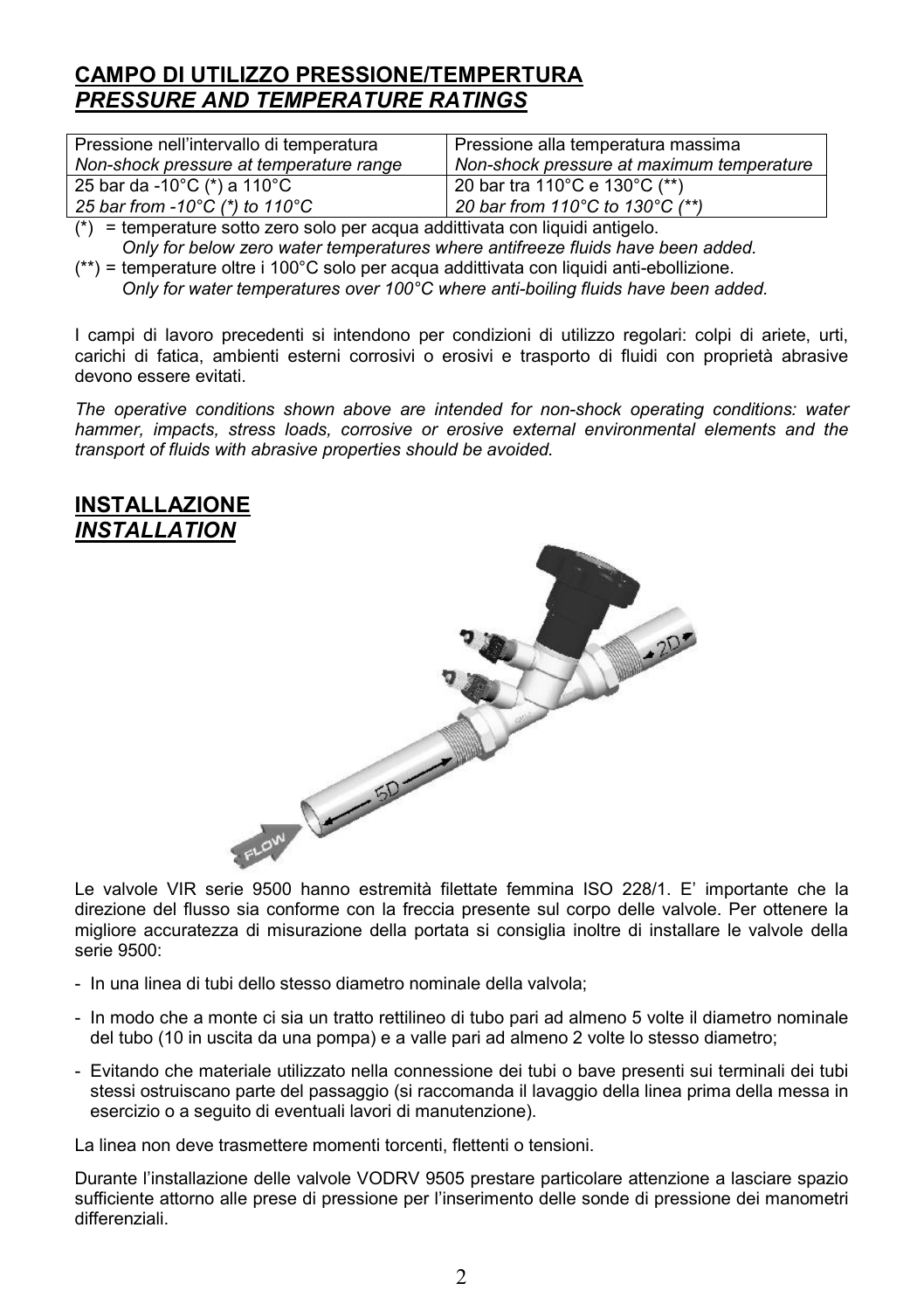## CAMPO DI UTILIZZO PRESSIONE/TEMPERTURA
## *PRESSURE AND TEMPERATURE RATINGS*

| Pressione nell'intervallo di temperatura<br>*Non-shock pressure at temperature range* | Pressione alla temperatura massima<br>*Non-shock pressure at maximum temperature* |
|---|---|
| 25 bar da -10°C (*) a 110°C<br>*25 bar from -10°C (*) to 110°C* | 20 bar tra 110°C e 130°C (**)<br>*20 bar from 110°C to 130°C (**)* |

(*) = temperature sotto zero solo per acqua addittivata con liquidi antigelo.
*Only for below zero water temperatures where antifreeze fluids have been added.*

(**) = temperature oltre i 100°C solo per acqua addittivata con liquidi anti-ebollizione.
*Only for water temperatures over 100°C where anti-boiling fluids have been added.*

I campi di lavoro precedenti si intendono per condizioni di utilizzo regolari: colpi di ariete, urti, carichi di fatica, ambienti esterni corrosivi o erosivi e trasporto di fluidi con proprietà abrasive devono essere evitati.

*The operative conditions shown above are intended for non-shock operating conditions: water hammer, impacts, stress loads, corrosive or erosive external environmental elements and the transport of fluids with abrasive properties should be avoided.*

## INSTALLAZIONE
## *INSTALLATION*

Le valvole VIR serie 9500 hanno estremità filettate femmina ISO 228/1. E' importante che la direzione del flusso sia conforme con la freccia presente sul corpo delle valvole. Per ottenere la migliore accuratezza di misurazione della portata si consiglia inoltre di installare le valvole della serie 9500:

- In una linea di tubi dello stesso diametro nominale della valvola;
- In modo che a monte ci sia un tratto rettilineo di tubo pari ad almeno 5 volte il diametro nominale del tubo (10 in uscita da una pompa) e a valle pari ad almeno 2 volte lo stesso diametro;
- Evitando che materiale utilizzato nella connessione dei tubi o bave presenti sui terminali dei tubi stessi ostruiscano parte del passaggio (si raccomanda il lavaggio della linea prima della messa in esercizio o a seguito di eventuali lavori di manutenzione).

La linea non deve trasmettere momenti torcenti, flettenti o tensioni.

Durante l'installazione delle valvole VODRV 9505 prestare particolare attenzione a lasciare spazio sufficiente attorno alle prese di pressione per l'inserimento delle sonde di pressione dei manometri differenziali.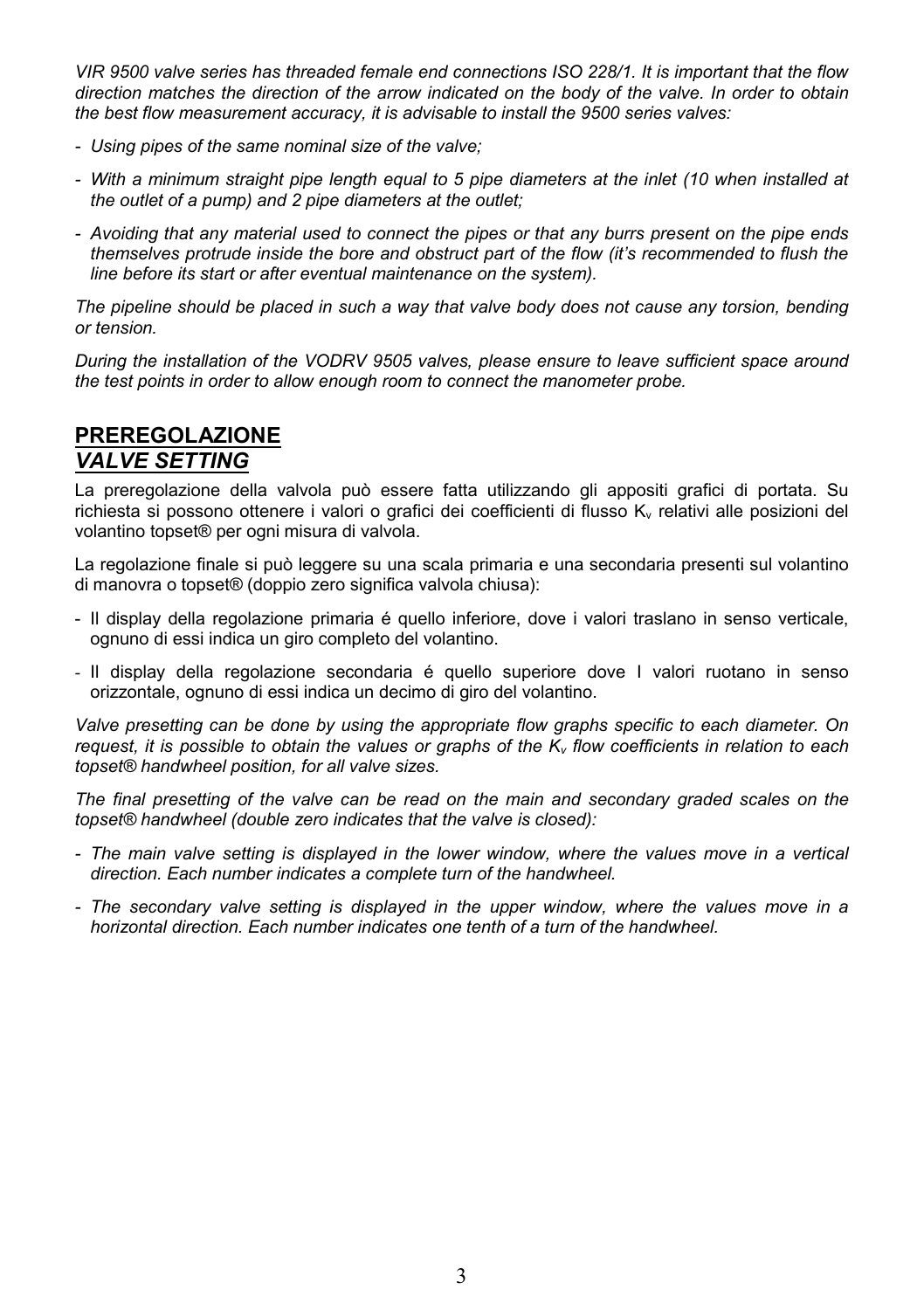*VIR 9500 valve series has threaded female end connections ISO 228/1. It is important that the flow direction matches the direction of the arrow indicated on the body of the valve. In order to obtain the best flow measurement accuracy, it is advisable to install the 9500 series valves:*

- *Using pipes of the same nominal size of the valve;*
- *With a minimum straight pipe length equal to 5 pipe diameters at the inlet (10 when installed at the outlet of a pump) and 2 pipe diameters at the outlet;*
- *Avoiding that any material used to connect the pipes or that any burrs present on the pipe ends themselves protrude inside the bore and obstruct part of the flow (it's recommended to flush the line before its start or after eventual maintenance on the system).*

*The pipeline should be placed in such a way that valve body does not cause any torsion, bending or tension.*

*During the installation of the VODRV 9505 valves, please ensure to leave sufficient space around the test points in order to allow enough room to connect the manometer probe.*

## PREREGOLAZIONE
## *VALVE SETTING*

La preregolazione della valvola può essere fatta utilizzando gli appositi grafici di portata. Su richiesta si possono ottenere i valori o grafici dei coefficienti di flusso $K_v$ relativi alle posizioni del volantino topset® per ogni misura di valvola.

La regolazione finale si può leggere su una scala primaria e una secondaria presenti sul volantino di manovra o topset® (doppio zero significa valvola chiusa):

- Il display della regolazione primaria é quello inferiore, dove i valori traslano in senso verticale, ognuno di essi indica un giro completo del volantino.
- Il display della regolazione secondaria é quello superiore dove I valori ruotano in senso orizzontale, ognuno di essi indica un decimo di giro del volantino.

*Valve presetting can be done by using the appropriate flow graphs specific to each diameter. On request, it is possible to obtain the values or graphs of the $K_v$ flow coefficients in relation to each topset® handwheel position, for all valve sizes.*

*The final presetting of the valve can be read on the main and secondary graded scales on the topset® handwheel (double zero indicates that the valve is closed):*

- *The main valve setting is displayed in the lower window, where the values move in a vertical direction. Each number indicates a complete turn of the handwheel.*
- *The secondary valve setting is displayed in the upper window, where the values move in a horizontal direction. Each number indicates one tenth of a turn of the handwheel.*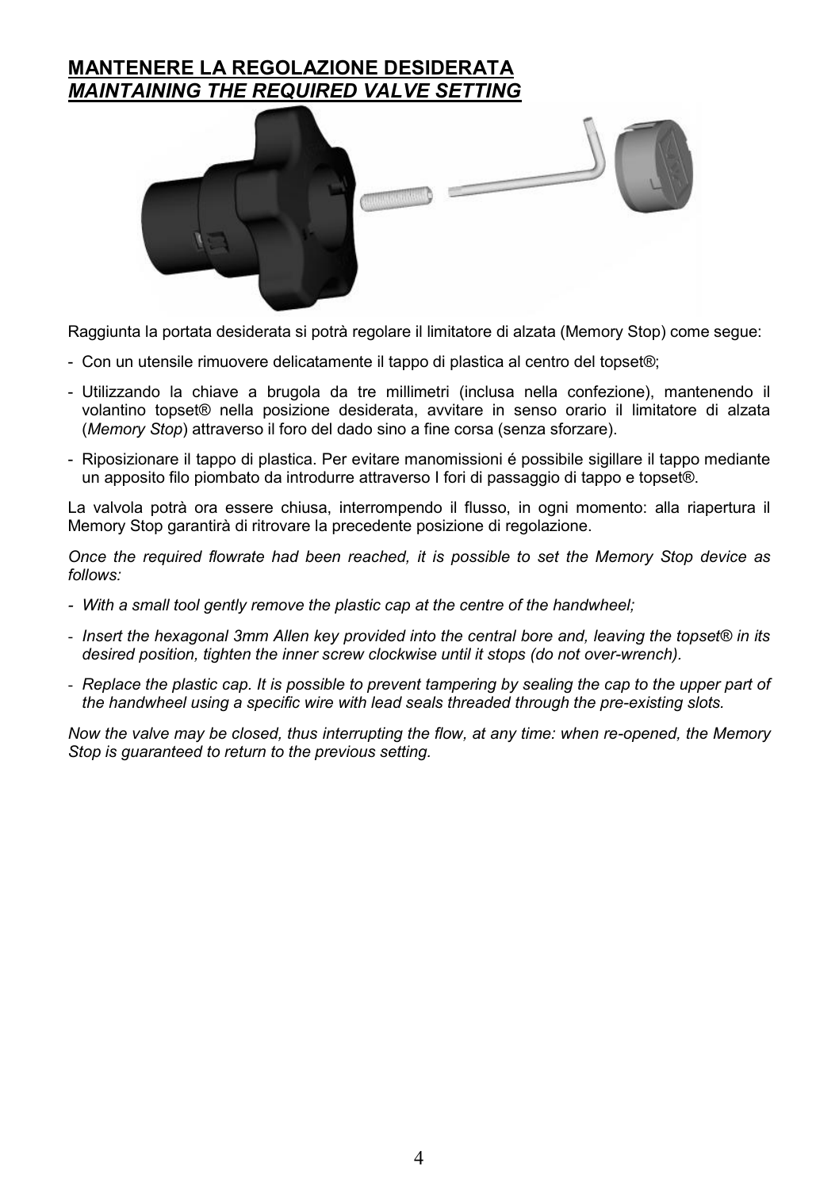## **MANTENERE LA REGOLAZIONE DESIDERATA**
## ***MAINTAINING THE REQUIRED VALVE SETTING***

Raggiunta la portata desiderata si potrà regolare il limitatore di alzata (Memory Stop) come segue:

- Con un utensile rimuovere delicatamente il tappo di plastica al centro del topset®;
- Utilizzando la chiave a brugola da tre millimetri (inclusa nella confezione), mantenendo il volantino topset® nella posizione desiderata, avvitare in senso orario il limitatore di alzata (*Memory Stop*) attraverso il foro del dado sino a fine corsa (senza sforzare).
- Riposizionare il tappo di plastica. Per evitare manomissioni é possibile sigillare il tappo mediante un apposito filo piombato da introdurre attraverso I fori di passaggio di tappo e topset®.

La valvola potrà ora essere chiusa, interrompendo il flusso, in ogni momento: alla riapertura il Memory Stop garantirà di ritrovare la precedente posizione di regolazione.

*Once the required flowrate had been reached, it is possible to set the Memory Stop device as follows:*

- *With a small tool gently remove the plastic cap at the centre of the handwheel;*
- *Insert the hexagonal 3mm Allen key provided into the central bore and, leaving the topset® in its desired position, tighten the inner screw clockwise until it stops (do not over-wrench).*
- *Replace the plastic cap. It is possible to prevent tampering by sealing the cap to the upper part of the handwheel using a specific wire with lead seals threaded through the pre-existing slots.*

*Now the valve may be closed, thus interrupting the flow, at any time: when re-opened, the Memory Stop is guaranteed to return to the previous setting.*